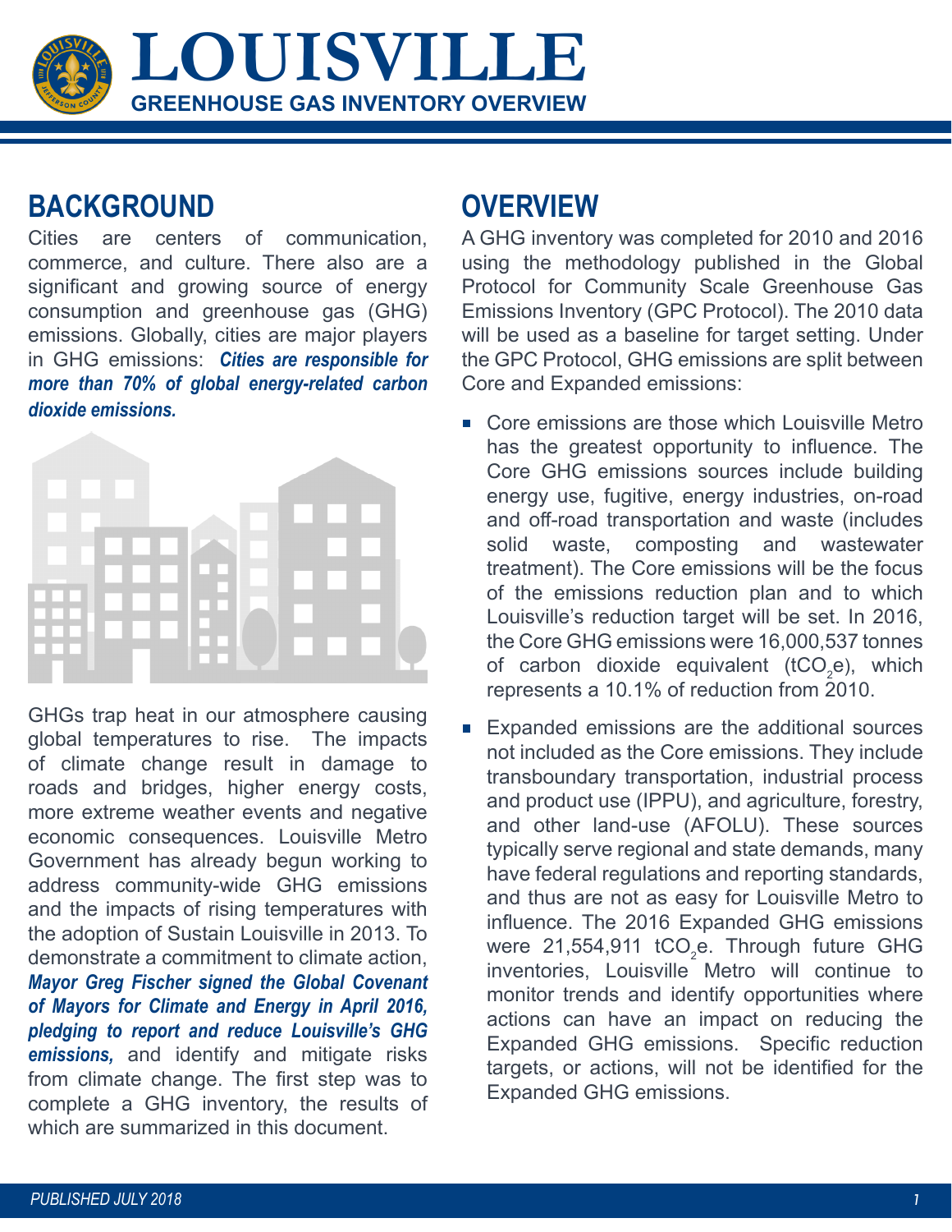# LOUISVILLE

## GREENHOUSE GAS INVENTORY OVERVIEW

## BACKGROUND

Cities are centers of communication, commerce, and culture. There also are a significant and growing source of energy consumption and greenhouse gas (GHG) emissions. Globally, cities are major players in GHG emissions: ***Cities are responsible for more than 70% of global energy-related carbon dioxide emissions.***

GHGs trap heat in our atmosphere causing global temperatures to rise. The impacts of climate change result in damage to roads and bridges, higher energy costs, more extreme weather events and negative economic consequences. Louisville Metro Government has already begun working to address community-wide GHG emissions and the impacts of rising temperatures with the adoption of Sustain Louisville in 2013. To demonstrate a commitment to climate action, ***Mayor Greg Fischer signed the Global Covenant of Mayors for Climate and Energy in April 2016, pledging to report and reduce Louisville's GHG emissions,*** and identify and mitigate risks from climate change. The first step was to complete a GHG inventory, the results of which are summarized in this document.

## OVERVIEW

A GHG inventory was completed for 2010 and 2016 using the methodology published in the Global Protocol for Community Scale Greenhouse Gas Emissions Inventory (GPC Protocol). The 2010 data will be used as a baseline for target setting. Under the GPC Protocol, GHG emissions are split between Core and Expanded emissions:

- Core emissions are those which Louisville Metro has the greatest opportunity to influence. The Core GHG emissions sources include building energy use, fugitive, energy industries, on-road and off-road transportation and waste (includes solid waste, composting and wastewater treatment). The Core emissions will be the focus of the emissions reduction plan and to which Louisville's reduction target will be set. In 2016, the Core GHG emissions were 16,000,537 tonnes of carbon dioxide equivalent ($tCO_2e$), which represents a 10.1% of reduction from 2010.
- Expanded emissions are the additional sources not included as the Core emissions. They include transboundary transportation, industrial process and product use (IPPU), and agriculture, forestry, and other land-use (AFOLU). These sources typically serve regional and state demands, many have federal regulations and reporting standards, and thus are not as easy for Louisville Metro to influence. The 2016 Expanded GHG emissions were 21,554,911 $tCO_2e$. Through future GHG inventories, Louisville Metro will continue to monitor trends and identify opportunities where actions can have an impact on reducing the Expanded GHG emissions. Specific reduction targets, or actions, will not be identified for the Expanded GHG emissions.

*PUBLISHED JULY 2018*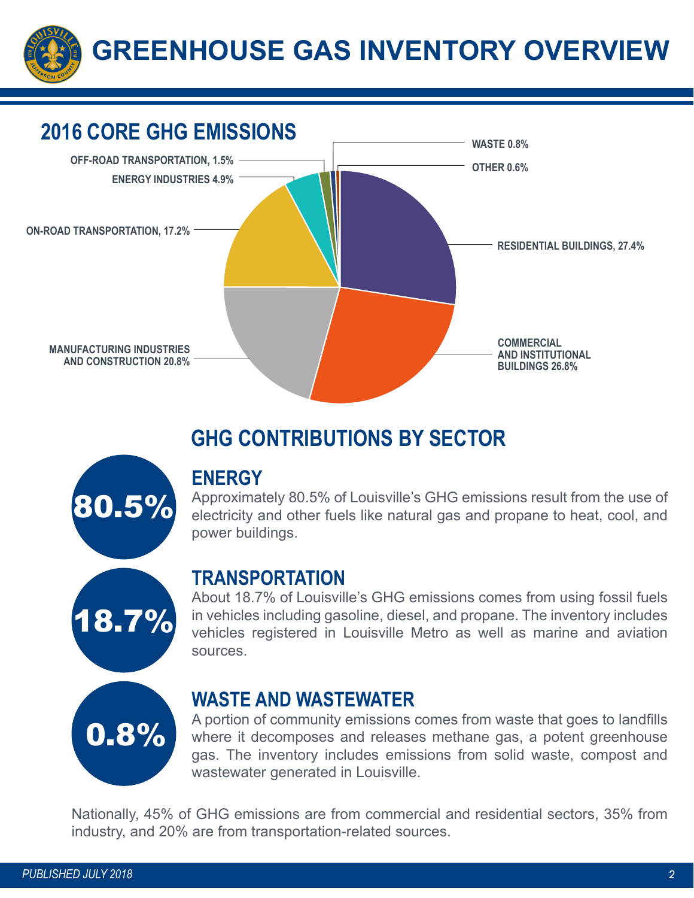# GREENHOUSE GAS INVENTORY OVERVIEW

## 2016 CORE GHG EMISSIONS

- RESIDENTIAL BUILDINGS, 27.4%
- COMMERCIAL AND INSTITUTIONAL BUILDINGS 26.8%
- MANUFACTURING INDUSTRIES AND CONSTRUCTION 20.8%
- ON-ROAD TRANSPORTATION, 17.2%
- ENERGY INDUSTRIES 4.9%
- OFF-ROAD TRANSPORTATION, 1.5%
- WASTE 0.8%
- OTHER 0.6%

## GHG CONTRIBUTIONS BY SECTOR

### ENERGY

**80.5%**

Approximately 80.5% of Louisville's GHG emissions result from the use of electricity and other fuels like natural gas and propane to heat, cool, and power buildings.

### TRANSPORTATION

**18.7%**

About 18.7% of Louisville's GHG emissions comes from using fossil fuels in vehicles including gasoline, diesel, and propane. The inventory includes vehicles registered in Louisville Metro as well as marine and aviation sources.

### WASTE AND WASTEWATER

**0.8%**

A portion of community emissions comes from waste that goes to landfills where it decomposes and releases methane gas, a potent greenhouse gas. The inventory includes emissions from solid waste, compost and wastewater generated in Louisville.

Nationally, 45% of GHG emissions are from commercial and residential sectors, 35% from industry, and 20% are from transportation-related sources.

*PUBLISHED JULY 2018*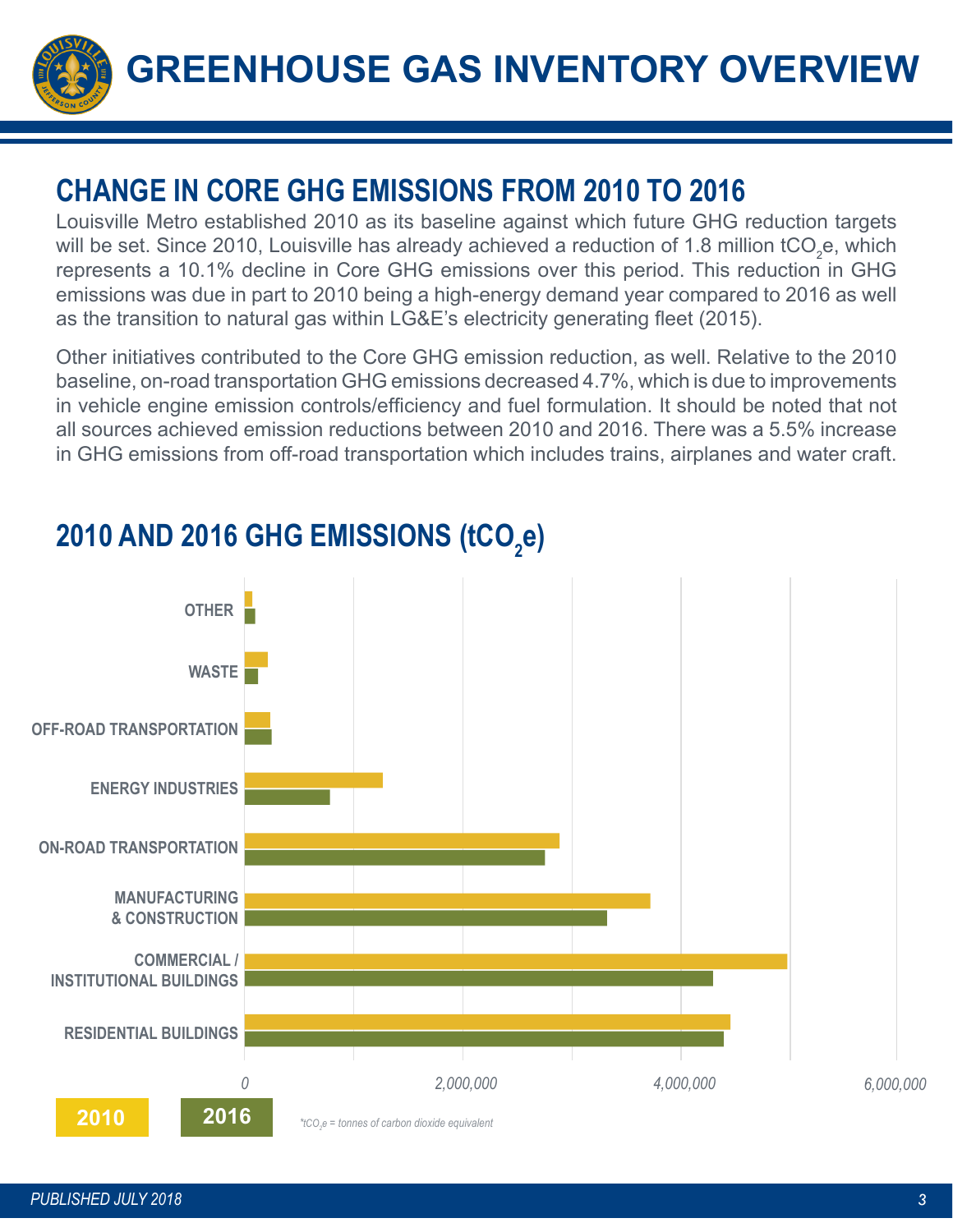# GREENHOUSE GAS INVENTORY OVERVIEW

## CHANGE IN CORE GHG EMISSIONS FROM 2010 TO 2016

Louisville Metro established 2010 as its baseline against which future GHG reduction targets will be set. Since 2010, Louisville has already achieved a reduction of 1.8 million $tCO_2e$, which represents a 10.1% decline in Core GHG emissions over this period. This reduction in GHG emissions was due in part to 2010 being a high-energy demand year compared to 2016 as well as the transition to natural gas within LG&E's electricity generating fleet (2015).

Other initiatives contributed to the Core GHG emission reduction, as well. Relative to the 2010 baseline, on-road transportation GHG emissions decreased 4.7%, which is due to improvements in vehicle engine emission controls/efficiency and fuel formulation. It should be noted that not all sources achieved emission reductions between 2010 and 2016. There was a 5.5% increase in GHG emissions from off-road transportation which includes trains, airplanes and water craft.

## 2010 AND 2016 GHG EMISSIONS ($tCO_2e$)

Categories: OTHER; WASTE; OFF-ROAD TRANSPORTATION; ENERGY INDUSTRIES; ON-ROAD TRANSPORTATION; MANUFACTURING & CONSTRUCTION; COMMERCIAL / INSTITUTIONAL BUILDINGS; RESIDENTIAL BUILDINGS

Axis: 0; 2,000,000; 4,000,000; 6,000,000

Legend: 2010; 2016

*$tCO_2e$ = tonnes of carbon dioxide equivalent

*PUBLISHED JULY 2018*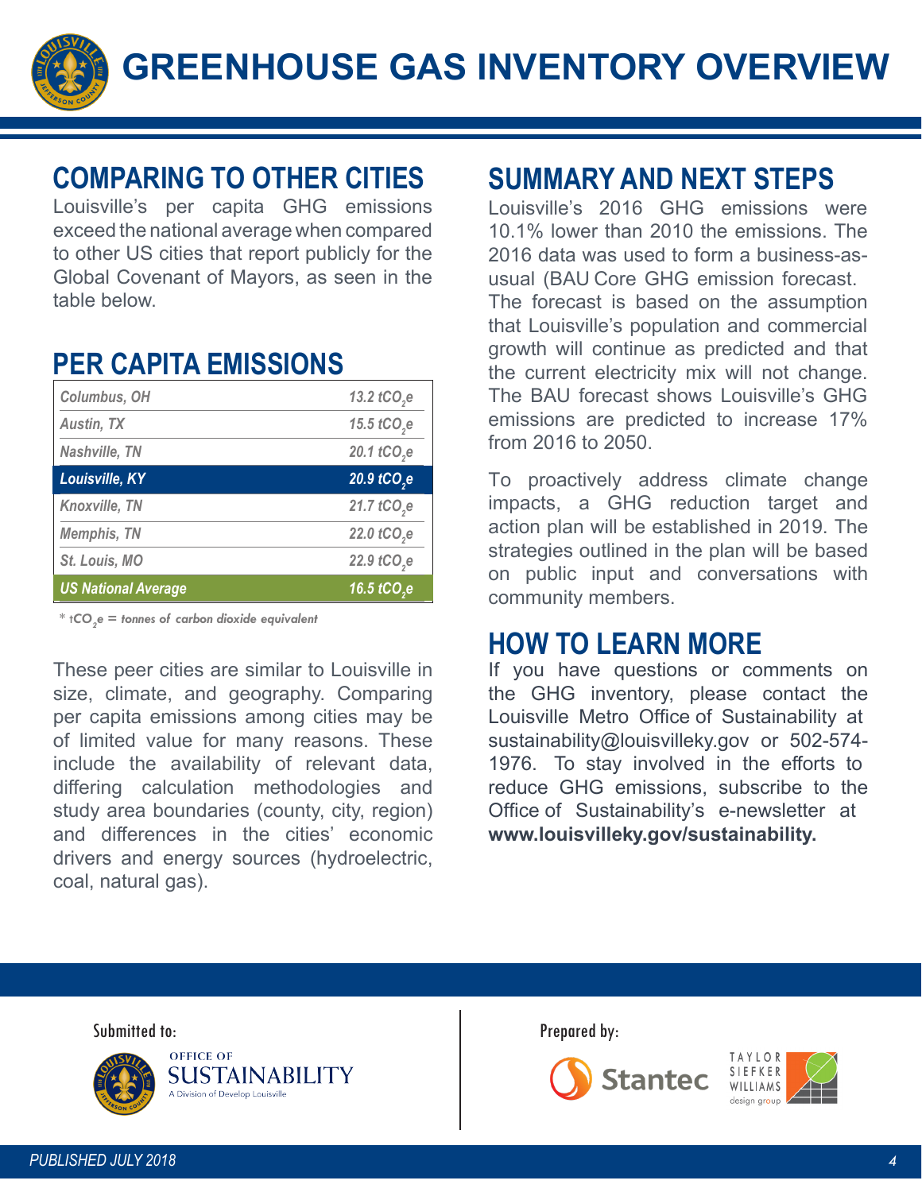# GREENHOUSE GAS INVENTORY OVERVIEW

## COMPARING TO OTHER CITIES

Louisville's per capita GHG emissions exceed the national average when compared to other US cities that report publicly for the Global Covenant of Mayors, as seen in the table below.

## PER CAPITA EMISSIONS

| | |
|---|---|
| *Columbus, OH* | *13.2 $tCO_2e$* |
| *Austin, TX* | *15.5 $tCO_2e$* |
| *Nashville, TN* | *20.1 $tCO_2e$* |
| ***Louisville, KY*** | ***20.9 $tCO_2e$*** |
| *Knoxville, TN* | *21.7 $tCO_2e$* |
| *Memphis, TN* | *22.0 $tCO_2e$* |
| *St. Louis, MO* | *22.9 $tCO_2e$* |
| ***US National Average*** | ***16.5 $tCO_2e$*** |

*\* $tCO_2e$ = tonnes of carbon dioxide equivalent*

These peer cities are similar to Louisville in size, climate, and geography. Comparing per capita emissions among cities may be of limited value for many reasons. These include the availability of relevant data, differing calculation methodologies and study area boundaries (county, city, region) and differences in the cities' economic drivers and energy sources (hydroelectric, coal, natural gas).

## SUMMARY AND NEXT STEPS

Louisville's 2016 GHG emissions were 10.1% lower than 2010 the emissions. The 2016 data was used to form a business-as-usual (BAU Core GHG emission forecast. The forecast is based on the assumption that Louisville's population and commercial growth will continue as predicted and that the current electricity mix will not change. The BAU forecast shows Louisville's GHG emissions are predicted to increase 17% from 2016 to 2050.

To proactively address climate change impacts, a GHG reduction target and action plan will be established in 2019. The strategies outlined in the plan will be based on public input and conversations with community members.

## HOW TO LEARN MORE

If you have questions or comments on the GHG inventory, please contact the Louisville Metro Office of Sustainability at sustainability@louisvilleky.gov or 502-574-1976. To stay involved in the efforts to reduce GHG emissions, subscribe to the Office of Sustainability's e-newsletter at **www.louisvilleky.gov/sustainability.**

Submitted to:

OFFICE OF SUSTAINABILITY
A Division of Develop Louisville

Prepared by:

Stantec

TAYLOR SIEFKER WILLIAMS design group

*PUBLISHED JULY 2018*